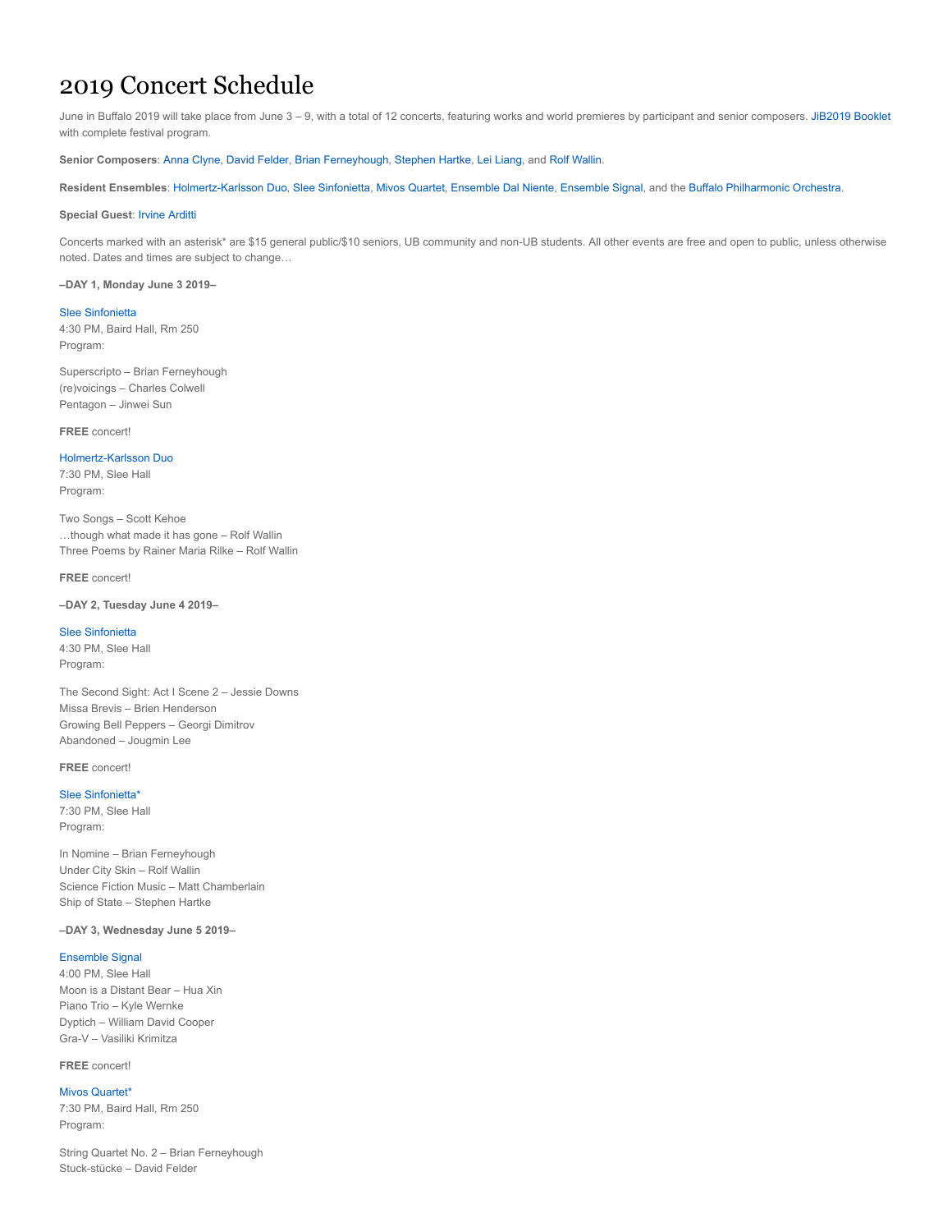# 2019 Concert Schedule

June in Buffalo 2019 will take place from June 3 – 9, with a total of 12 concerts, featuring works and world premieres by participant and senior composers. JiB2019 Booklet with complete festival program.

**Senior Composers**: Anna Clyne, David Felder, Brian Ferneyhough, Stephen Hartke, Lei Liang, and Rolf Wallin.

**Resident Ensembles**: Holmertz-Karlsson Duo, Slee Sinfonietta, Mivos Quartet, Ensemble Dal Niente, Ensemble Signal, and the Buffalo Philharmonic Orchestra.

**Special Guest**: Irvine Arditti

Concerts marked with an asterisk* are $15 general public/$10 seniors, UB community and non-UB students. All other events are free and open to public, unless otherwise noted. Dates and times are subject to change…

**–DAY 1, Monday June 3 2019–**

Slee Sinfonietta
4:30 PM, Baird Hall, Rm 250
Program:

Superscripto – Brian Ferneyhough
(re)voicings – Charles Colwell
Pentagon – Jinwei Sun

**FREE** concert!

Holmertz-Karlsson Duo
7:30 PM, Slee Hall
Program:

Two Songs – Scott Kehoe
…though what made it has gone – Rolf Wallin
Three Poems by Rainer Maria Rilke – Rolf Wallin

**FREE** concert!

**–DAY 2, Tuesday June 4 2019–**

Slee Sinfonietta
4:30 PM, Slee Hall
Program:

The Second Sight: Act I Scene 2 – Jessie Downs
Missa Brevis – Brien Henderson
Growing Bell Peppers – Georgi Dimitrov
Abandoned – Jougmin Lee

**FREE** concert!

Slee Sinfonietta*
7:30 PM, Slee Hall
Program:

In Nomine – Brian Ferneyhough
Under City Skin – Rolf Wallin
Science Fiction Music – Matt Chamberlain
Ship of State – Stephen Hartke

**–DAY 3, Wednesday June 5 2019–**

Ensemble Signal
4:00 PM, Slee Hall
Moon is a Distant Bear – Hua Xin
Piano Trio – Kyle Wernke
Dyptich – William David Cooper
Gra-V – Vasiliki Krimitza

**FREE** concert!

Mivos Quartet*
7:30 PM, Baird Hall, Rm 250
Program:

String Quartet No. 2 – Brian Ferneyhough
Stuck-stücke – David Felder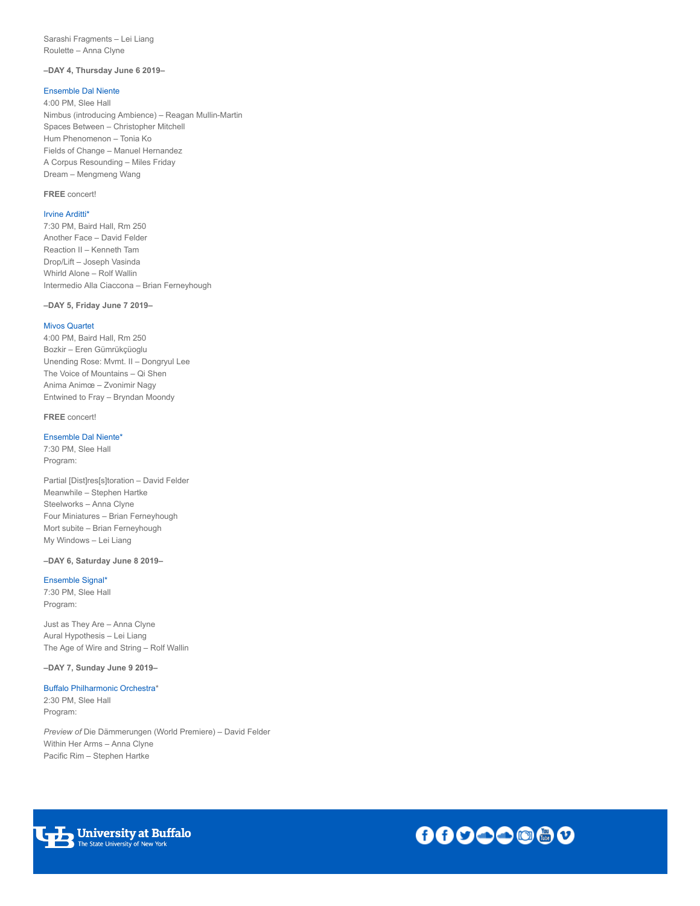Sarashi Fragments – Lei Liang
Roulette – Anna Clyne

**–DAY 4, Thursday June 6 2019–**

Ensemble Dal Niente
4:00 PM, Slee Hall
Nimbus (introducing Ambience) – Reagan Mullin-Martin
Spaces Between – Christopher Mitchell
Hum Phenomenon – Tonia Ko
Fields of Change – Manuel Hernandez
A Corpus Resounding – Miles Friday
Dream – Mengmeng Wang

**FREE** concert!

Irvine Arditti*
7:30 PM, Baird Hall, Rm 250
Another Face – David Felder
Reaction II – Kenneth Tam
Drop/Lift – Joseph Vasinda
Whirld Alone – Rolf Wallin
Intermedio Alla Ciaccona – Brian Ferneyhough

**–DAY 5, Friday June 7 2019–**

Mivos Quartet
4:00 PM, Baird Hall, Rm 250
Bozkir – Eren Gümrükçüoglu
Unending Rose: Mvmt. II – Dongryul Lee
The Voice of Mountains – Qi Shen
Anima Animœ – Zvonimir Nagy
Entwined to Fray – Bryndan Moondy

**FREE** concert!

Ensemble Dal Niente*
7:30 PM, Slee Hall
Program:

Partial [Dist]res[s]toration – David Felder
Meanwhile – Stephen Hartke
Steelworks – Anna Clyne
Four Miniatures – Brian Ferneyhough
Mort subite – Brian Ferneyhough
My Windows – Lei Liang

**–DAY 6, Saturday June 8 2019–**

Ensemble Signal*
7:30 PM, Slee Hall
Program:

Just as They Are – Anna Clyne
Aural Hypothesis – Lei Liang
The Age of Wire and String – Rolf Wallin

**–DAY 7, Sunday June 9 2019–**

Buffalo Philharmonic Orchestra*
2:30 PM, Slee Hall
Program:

*Preview of* Die Dämmerungen (World Premiere) – David Felder
Within Her Arms – Anna Clyne
Pacific Rim – Stephen Hartke

University at Buffalo
The State University of New York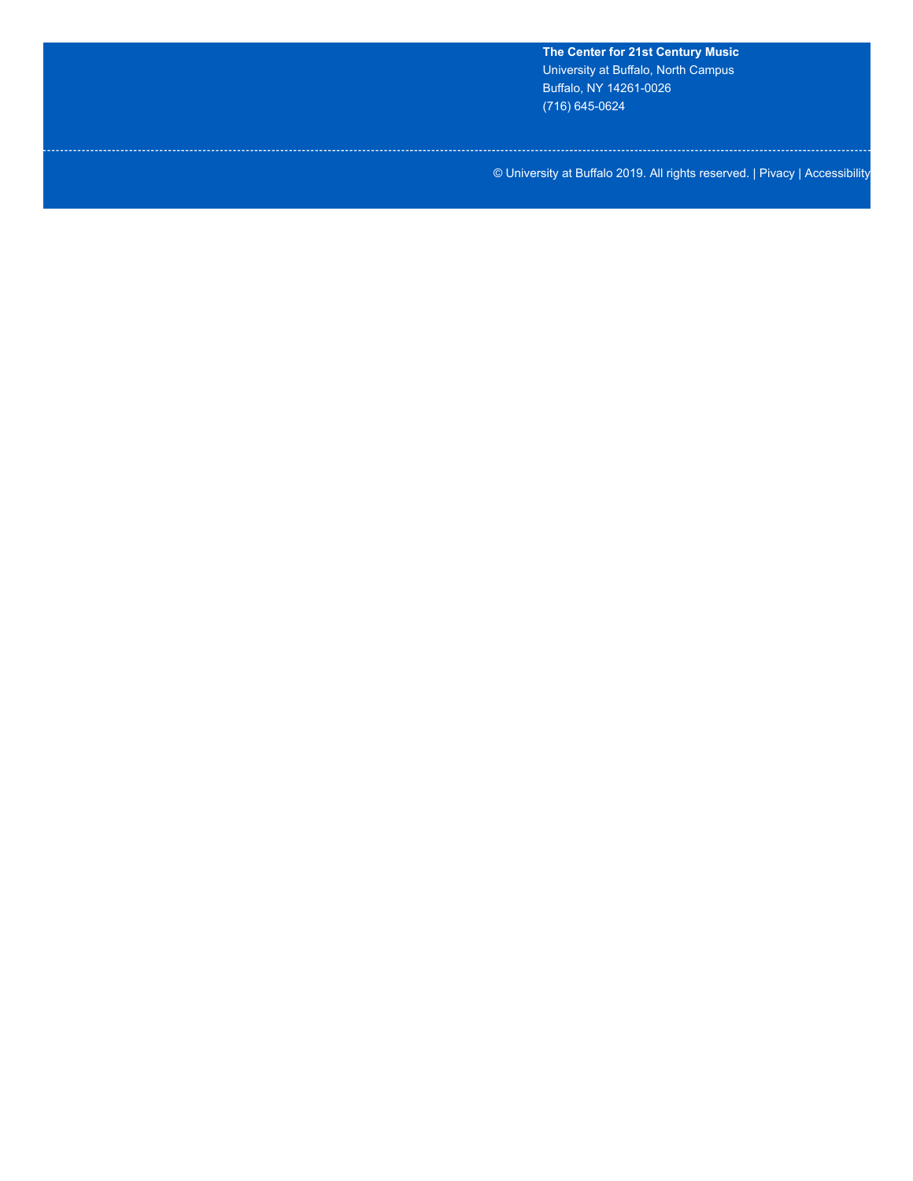**The Center for 21st Century Music**
University at Buffalo, North Campus
Buffalo, NY 14261-0026
(716) 645-0624

---

© University at Buffalo 2019. All rights reserved. | Pivacy | Accessibility